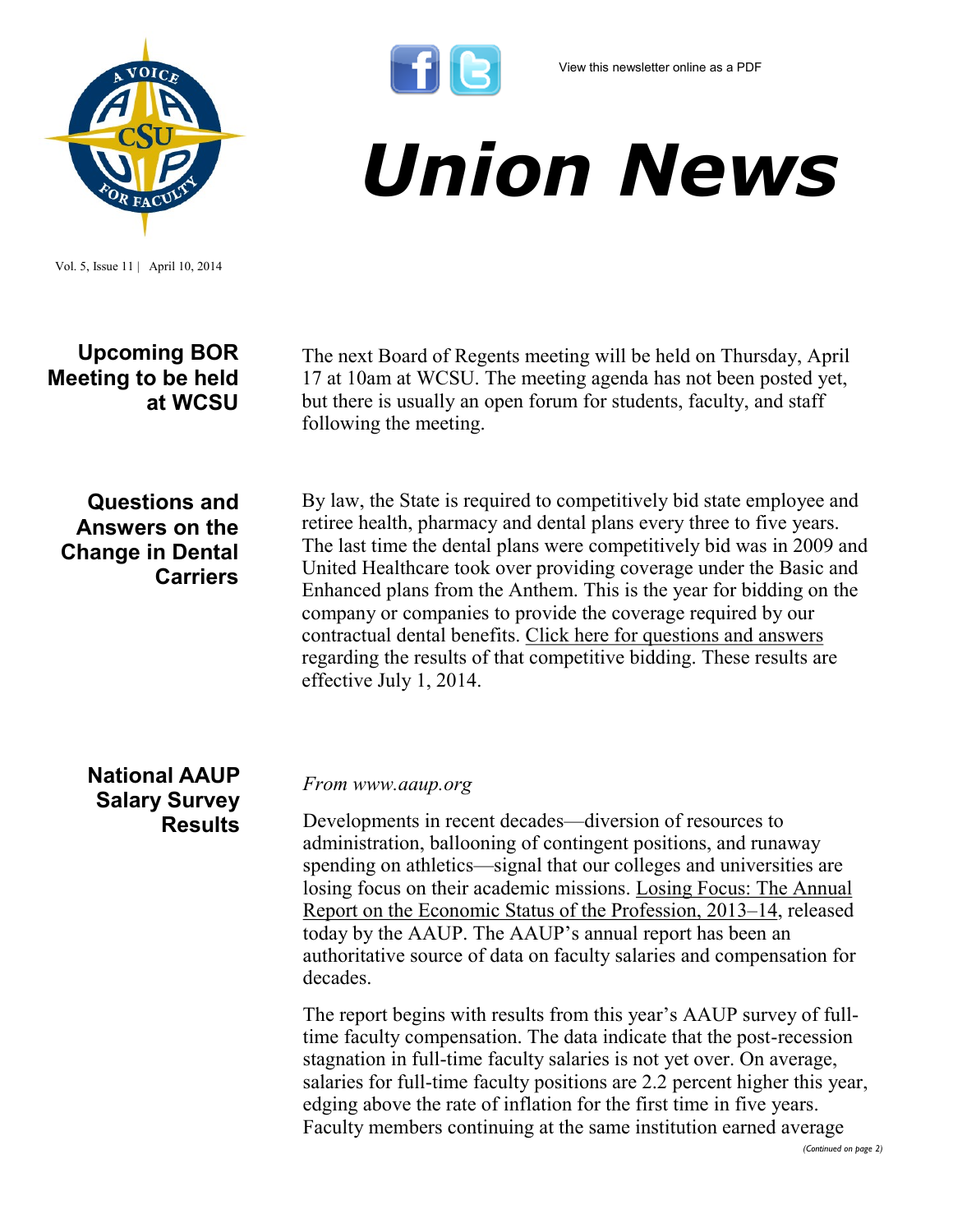View this newsletter online as a PDF

# Union News

Vol. 5, Issue 11 | April 10, 2014

## Upcoming BOR Meeting to be held at WCSU

The next Board of Regents meeting will be held on Thursday, April 17 at 10am at WCSU. The meeting agenda has not been posted yet, but there is usually an open forum for students, faculty, and staff following the meeting.

## Questions and Answers on the Change in Dental Carriers

By law, the State is required to competitively bid state employee and retiree health, pharmacy and dental plans every three to five years. The last time the dental plans were competitively bid was in 2009 and United Healthcare took over providing coverage under the Basic and Enhanced plans from the Anthem. This is the year for bidding on the company or companies to provide the coverage required by our contractual dental benefits. Click here for questions and answers regarding the results of that competitive bidding. These results are effective July 1, 2014.

## National AAUP Salary Survey Results

*From www.aaup.org*

Developments in recent decades—diversion of resources to administration, ballooning of contingent positions, and runaway spending on athletics—signal that our colleges and universities are losing focus on their academic missions. Losing Focus: The Annual Report on the Economic Status of the Profession, 2013–14, released today by the AAUP. The AAUP's annual report has been an authoritative source of data on faculty salaries and compensation for decades.

The report begins with results from this year's AAUP survey of full-time faculty compensation. The data indicate that the post-recession stagnation in full-time faculty salaries is not yet over. On average, salaries for full-time faculty positions are 2.2 percent higher this year, edging above the rate of inflation for the first time in five years. Faculty members continuing at the same institution earned average

*(Continued on page 2)*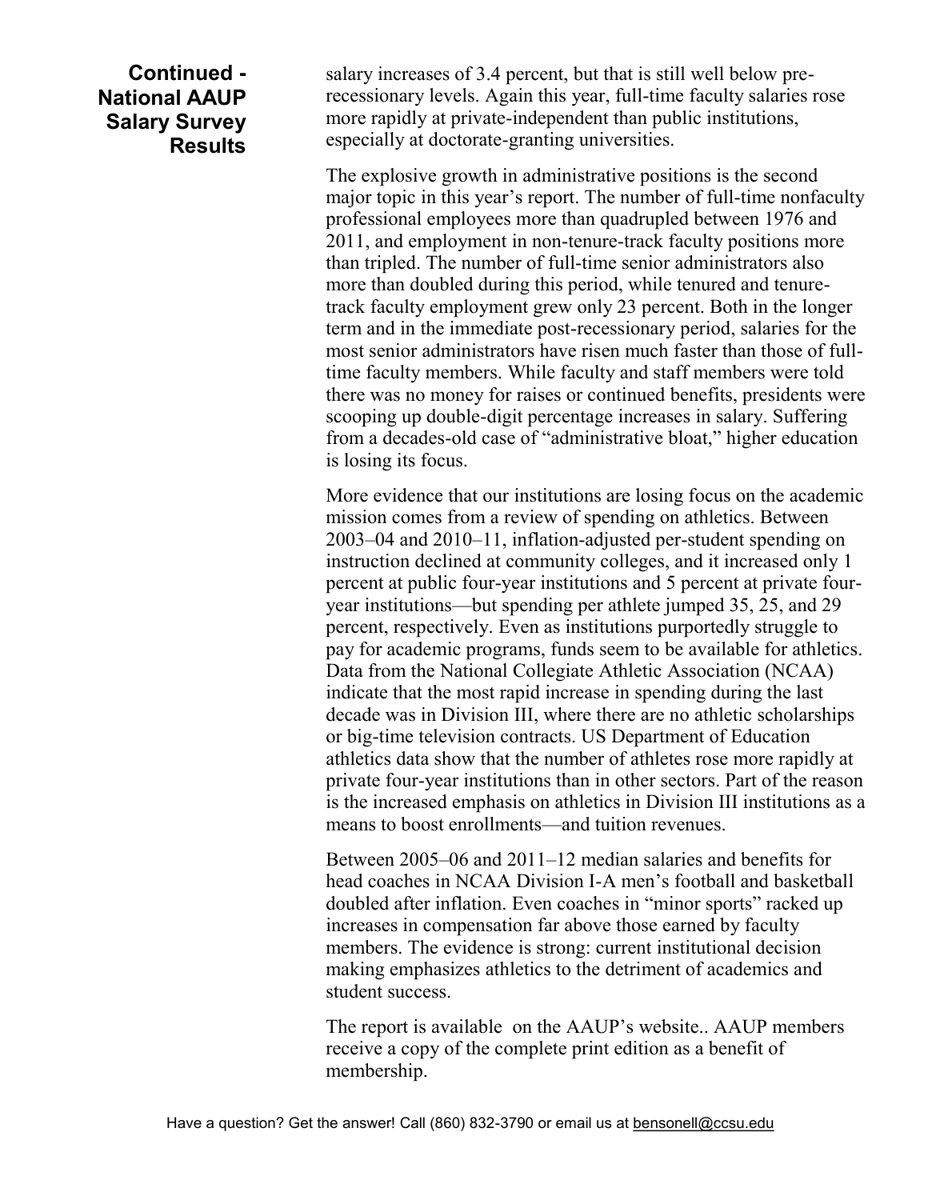## Continued - National AAUP Salary Survey Results

salary increases of 3.4 percent, but that is still well below pre-recessionary levels. Again this year, full-time faculty salaries rose more rapidly at private-independent than public institutions, especially at doctorate-granting universities.

The explosive growth in administrative positions is the second major topic in this year's report. The number of full-time nonfaculty professional employees more than quadrupled between 1976 and 2011, and employment in non-tenure-track faculty positions more than tripled. The number of full-time senior administrators also more than doubled during this period, while tenured and tenure-track faculty employment grew only 23 percent. Both in the longer term and in the immediate post-recessionary period, salaries for the most senior administrators have risen much faster than those of full-time faculty members. While faculty and staff members were told there was no money for raises or continued benefits, presidents were scooping up double-digit percentage increases in salary. Suffering from a decades-old case of "administrative bloat," higher education is losing its focus.

More evidence that our institutions are losing focus on the academic mission comes from a review of spending on athletics. Between 2003–04 and 2010–11, inflation-adjusted per-student spending on instruction declined at community colleges, and it increased only 1 percent at public four-year institutions and 5 percent at private four-year institutions—but spending per athlete jumped 35, 25, and 29 percent, respectively. Even as institutions purportedly struggle to pay for academic programs, funds seem to be available for athletics. Data from the National Collegiate Athletic Association (NCAA) indicate that the most rapid increase in spending during the last decade was in Division III, where there are no athletic scholarships or big-time television contracts. US Department of Education athletics data show that the number of athletes rose more rapidly at private four-year institutions than in other sectors. Part of the reason is the increased emphasis on athletics in Division III institutions as a means to boost enrollments—and tuition revenues.

Between 2005–06 and 2011–12 median salaries and benefits for head coaches in NCAA Division I-A men's football and basketball doubled after inflation. Even coaches in "minor sports" racked up increases in compensation far above those earned by faculty members. The evidence is strong: current institutional decision making emphasizes athletics to the detriment of academics and student success.

The report is available on the AAUP's website.. AAUP members receive a copy of the complete print edition as a benefit of membership.

Have a question? Get the answer! Call (860) 832-3790 or email us at bensonell@ccsu.edu